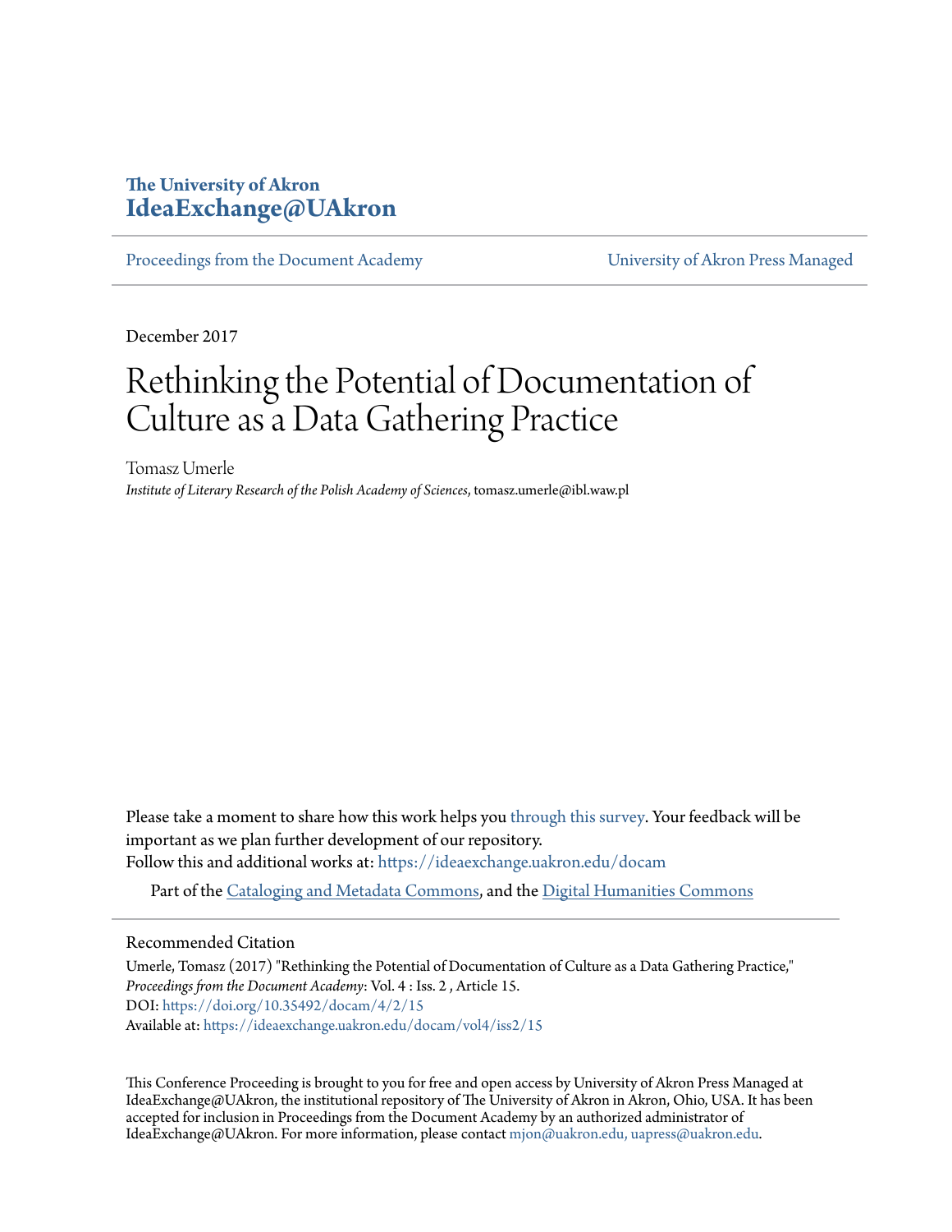The University of Akron
**IdeaExchange@UAkron**

Proceedings from the Document Academy | University of Akron Press Managed

December 2017

# Rethinking the Potential of Documentation of Culture as a Data Gathering Practice

Tomasz Umerle
*Institute of Literary Research of the Polish Academy of Sciences*, tomasz.umerle@ibl.waw.pl

Please take a moment to share how this work helps you through this survey. Your feedback will be important as we plan further development of our repository.
Follow this and additional works at: https://ideaexchange.uakron.edu/docam

Part of the Cataloging and Metadata Commons, and the Digital Humanities Commons

## Recommended Citation

Umerle, Tomasz (2017) "Rethinking the Potential of Documentation of Culture as a Data Gathering Practice," *Proceedings from the Document Academy*: Vol. 4 : Iss. 2 , Article 15.
DOI: https://doi.org/10.35492/docam/4/2/15
Available at: https://ideaexchange.uakron.edu/docam/vol4/iss2/15

This Conference Proceeding is brought to you for free and open access by University of Akron Press Managed at IdeaExchange@UAkron, the institutional repository of The University of Akron in Akron, Ohio, USA. It has been accepted for inclusion in Proceedings from the Document Academy by an authorized administrator of IdeaExchange@UAkron. For more information, please contact mjon@uakron.edu, uapress@uakron.edu.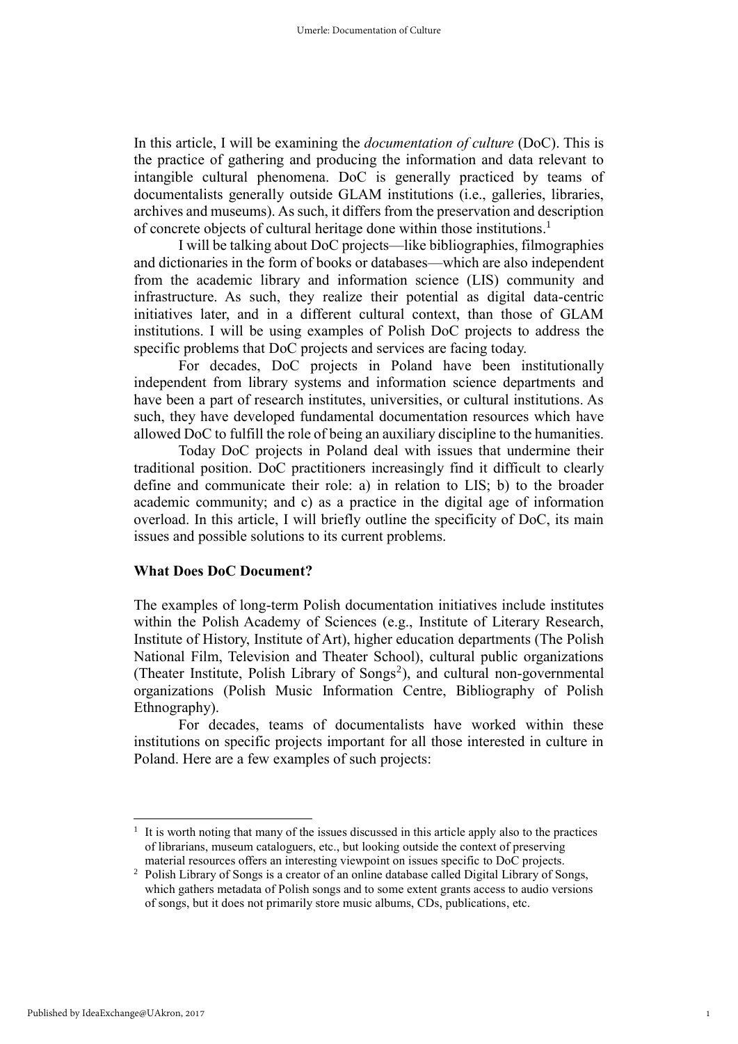In this article, I will be examining the *documentation of culture* (DoC). This is the practice of gathering and producing the information and data relevant to intangible cultural phenomena. DoC is generally practiced by teams of documentalists generally outside GLAM institutions (i.e., galleries, libraries, archives and museums). As such, it differs from the preservation and description of concrete objects of cultural heritage done within those institutions.[1]

I will be talking about DoC projects—like bibliographies, filmographies and dictionaries in the form of books or databases—which are also independent from the academic library and information science (LIS) community and infrastructure. As such, they realize their potential as digital data-centric initiatives later, and in a different cultural context, than those of GLAM institutions. I will be using examples of Polish DoC projects to address the specific problems that DoC projects and services are facing today.

For decades, DoC projects in Poland have been institutionally independent from library systems and information science departments and have been a part of research institutes, universities, or cultural institutions. As such, they have developed fundamental documentation resources which have allowed DoC to fulfill the role of being an auxiliary discipline to the humanities.

Today DoC projects in Poland deal with issues that undermine their traditional position. DoC practitioners increasingly find it difficult to clearly define and communicate their role: a) in relation to LIS; b) to the broader academic community; and c) as a practice in the digital age of information overload. In this article, I will briefly outline the specificity of DoC, its main issues and possible solutions to its current problems.

## What Does DoC Document?

The examples of long-term Polish documentation initiatives include institutes within the Polish Academy of Sciences (e.g., Institute of Literary Research, Institute of History, Institute of Art), higher education departments (The Polish National Film, Television and Theater School), cultural public organizations (Theater Institute, Polish Library of Songs[2]), and cultural non-governmental organizations (Polish Music Information Centre, Bibliography of Polish Ethnography).

For decades, teams of documentalists have worked within these institutions on specific projects important for all those interested in culture in Poland. Here are a few examples of such projects:

---

[1] It is worth noting that many of the issues discussed in this article apply also to the practices of librarians, museum cataloguers, etc., but looking outside the context of preserving material resources offers an interesting viewpoint on issues specific to DoC projects.

[2] Polish Library of Songs is a creator of an online database called Digital Library of Songs, which gathers metadata of Polish songs and to some extent grants access to audio versions of songs, but it does not primarily store music albums, CDs, publications, etc.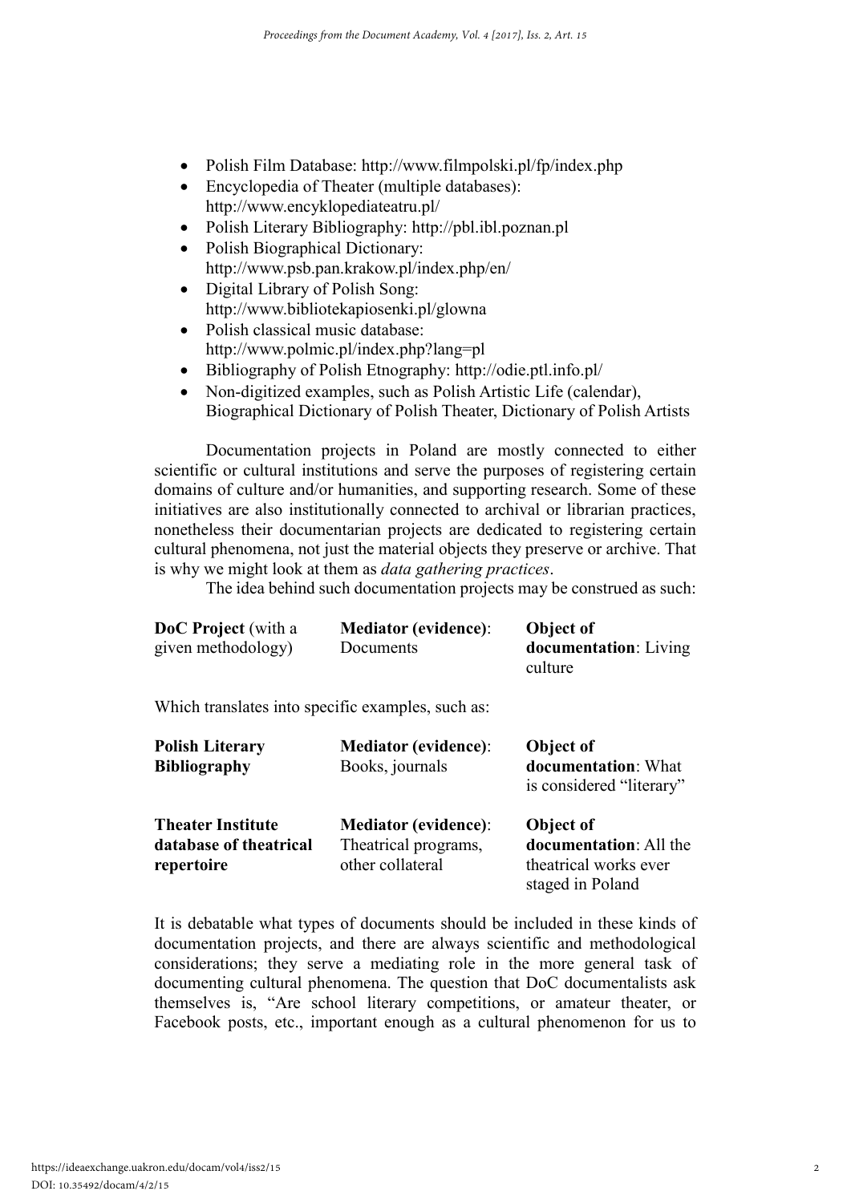- Polish Film Database: http://www.filmpolski.pl/fp/index.php
- Encyclopedia of Theater (multiple databases): http://www.encyklopediateatru.pl/
- Polish Literary Bibliography: http://pbl.ibl.poznan.pl
- Polish Biographical Dictionary: http://www.psb.pan.krakow.pl/index.php/en/
- Digital Library of Polish Song: http://www.bibliotekapiosenki.pl/glowna
- Polish classical music database: http://www.polmic.pl/index.php?lang=pl
- Bibliography of Polish Etnography: http://odie.ptl.info.pl/
- Non-digitized examples, such as Polish Artistic Life (calendar), Biographical Dictionary of Polish Theater, Dictionary of Polish Artists

Documentation projects in Poland are mostly connected to either scientific or cultural institutions and serve the purposes of registering certain domains of culture and/or humanities, and supporting research. Some of these initiatives are also institutionally connected to archival or librarian practices, nonetheless their documentarian projects are dedicated to registering certain cultural phenomena, not just the material objects they preserve or archive. That is why we might look at them as *data gathering practices*.

The idea behind such documentation projects may be construed as such:

| **DoC Project** (with a given methodology) | **Mediator (evidence)**: Documents | **Object of documentation**: Living culture |
|---|---|---|

Which translates into specific examples, such as:

| **Polish Literary Bibliography** | **Mediator (evidence)**: Books, journals | **Object of documentation**: What is considered “literary” |
|---|---|---|
| **Theater Institute database of theatrical repertoire** | **Mediator (evidence)**: Theatrical programs, other collateral | **Object of documentation**: All the theatrical works ever staged in Poland |

It is debatable what types of documents should be included in these kinds of documentation projects, and there are always scientific and methodological considerations; they serve a mediating role in the more general task of documenting cultural phenomena. The question that DoC documentalists ask themselves is, “Are school literary competitions, or amateur theater, or Facebook posts, etc., important enough as a cultural phenomenon for us to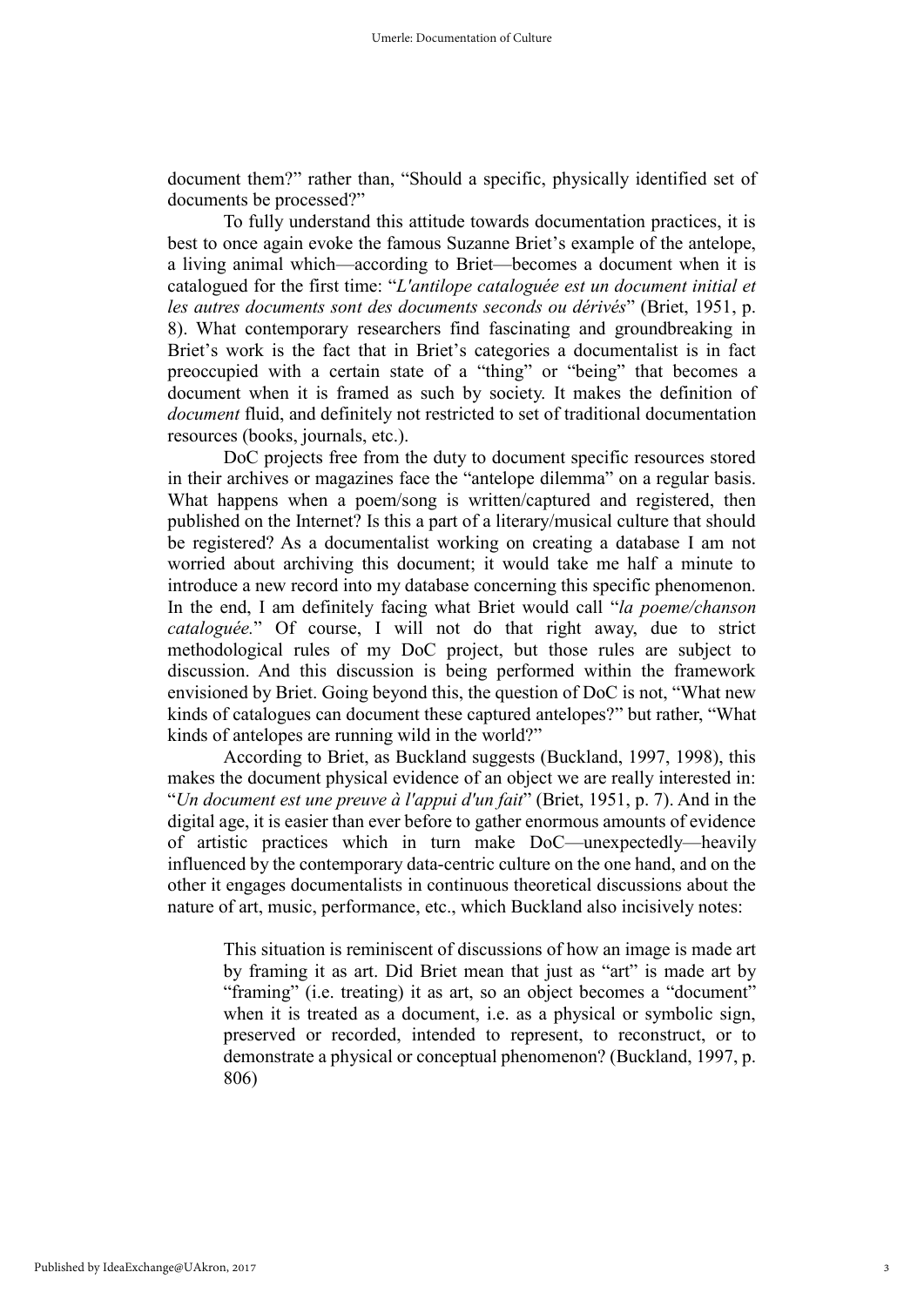document them?" rather than, "Should a specific, physically identified set of documents be processed?"

To fully understand this attitude towards documentation practices, it is best to once again evoke the famous Suzanne Briet's example of the antelope, a living animal which—according to Briet—becomes a document when it is catalogued for the first time: "*L'antilope cataloguée est un document initial et les autres documents sont des documents seconds ou dérivés*" (Briet, 1951, p. 8). What contemporary researchers find fascinating and groundbreaking in Briet's work is the fact that in Briet's categories a documentalist is in fact preoccupied with a certain state of a "thing" or "being" that becomes a document when it is framed as such by society. It makes the definition of *document* fluid, and definitely not restricted to set of traditional documentation resources (books, journals, etc.).

DoC projects free from the duty to document specific resources stored in their archives or magazines face the "antelope dilemma" on a regular basis. What happens when a poem/song is written/captured and registered, then published on the Internet? Is this a part of a literary/musical culture that should be registered? As a documentalist working on creating a database I am not worried about archiving this document; it would take me half a minute to introduce a new record into my database concerning this specific phenomenon. In the end, I am definitely facing what Briet would call "*la poeme/chanson cataloguée.*" Of course, I will not do that right away, due to strict methodological rules of my DoC project, but those rules are subject to discussion. And this discussion is being performed within the framework envisioned by Briet. Going beyond this, the question of DoC is not, "What new kinds of catalogues can document these captured antelopes?" but rather, "What kinds of antelopes are running wild in the world?"

According to Briet, as Buckland suggests (Buckland, 1997, 1998), this makes the document physical evidence of an object we are really interested in: "*Un document est une preuve à l'appui d'un fait*" (Briet, 1951, p. 7). And in the digital age, it is easier than ever before to gather enormous amounts of evidence of artistic practices which in turn make DoC—unexpectedly—heavily influenced by the contemporary data-centric culture on the one hand, and on the other it engages documentalists in continuous theoretical discussions about the nature of art, music, performance, etc., which Buckland also incisively notes:

> This situation is reminiscent of discussions of how an image is made art by framing it as art. Did Briet mean that just as "art" is made art by "framing" (i.e. treating) it as art, so an object becomes a "document" when it is treated as a document, i.e. as a physical or symbolic sign, preserved or recorded, intended to represent, to reconstruct, or to demonstrate a physical or conceptual phenomenon? (Buckland, 1997, p. 806)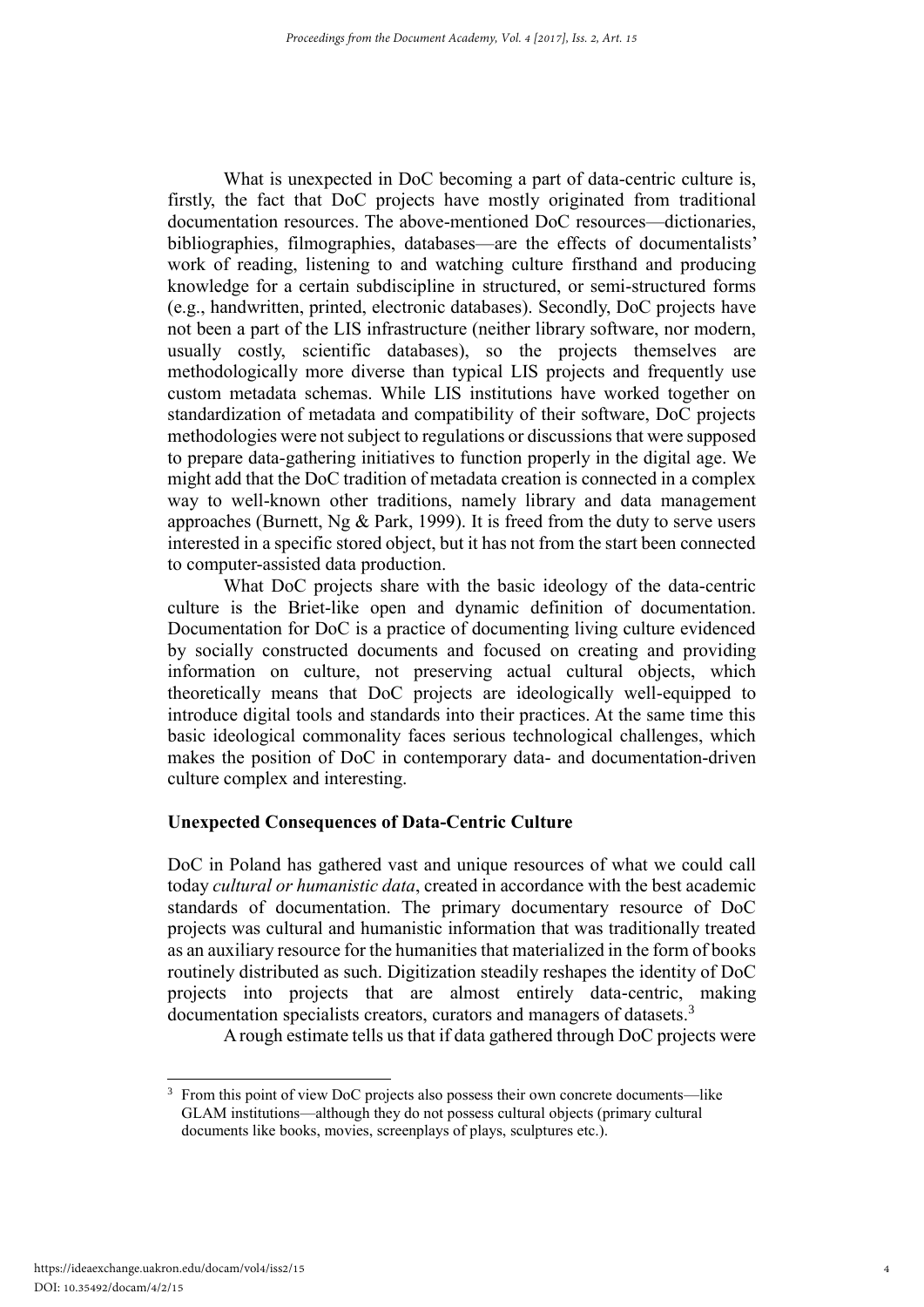What is unexpected in DoC becoming a part of data-centric culture is, firstly, the fact that DoC projects have mostly originated from traditional documentation resources. The above-mentioned DoC resources—dictionaries, bibliographies, filmographies, databases—are the effects of documentalists' work of reading, listening to and watching culture firsthand and producing knowledge for a certain subdiscipline in structured, or semi-structured forms (e.g., handwritten, printed, electronic databases). Secondly, DoC projects have not been a part of the LIS infrastructure (neither library software, nor modern, usually costly, scientific databases), so the projects themselves are methodologically more diverse than typical LIS projects and frequently use custom metadata schemas. While LIS institutions have worked together on standardization of metadata and compatibility of their software, DoC projects methodologies were not subject to regulations or discussions that were supposed to prepare data-gathering initiatives to function properly in the digital age. We might add that the DoC tradition of metadata creation is connected in a complex way to well-known other traditions, namely library and data management approaches (Burnett, Ng & Park, 1999). It is freed from the duty to serve users interested in a specific stored object, but it has not from the start been connected to computer-assisted data production.

What DoC projects share with the basic ideology of the data-centric culture is the Briet-like open and dynamic definition of documentation. Documentation for DoC is a practice of documenting living culture evidenced by socially constructed documents and focused on creating and providing information on culture, not preserving actual cultural objects, which theoretically means that DoC projects are ideologically well-equipped to introduce digital tools and standards into their practices. At the same time this basic ideological commonality faces serious technological challenges, which makes the position of DoC in contemporary data- and documentation-driven culture complex and interesting.

**Unexpected Consequences of Data-Centric Culture**

DoC in Poland has gathered vast and unique resources of what we could call today *cultural or humanistic data*, created in accordance with the best academic standards of documentation. The primary documentary resource of DoC projects was cultural and humanistic information that was traditionally treated as an auxiliary resource for the humanities that materialized in the form of books routinely distributed as such. Digitization steadily reshapes the identity of DoC projects into projects that are almost entirely data-centric, making documentation specialists creators, curators and managers of datasets.[3]

A rough estimate tells us that if data gathered through DoC projects were

[3] From this point of view DoC projects also possess their own concrete documents—like GLAM institutions—although they do not possess cultural objects (primary cultural documents like books, movies, screenplays of plays, sculptures etc.).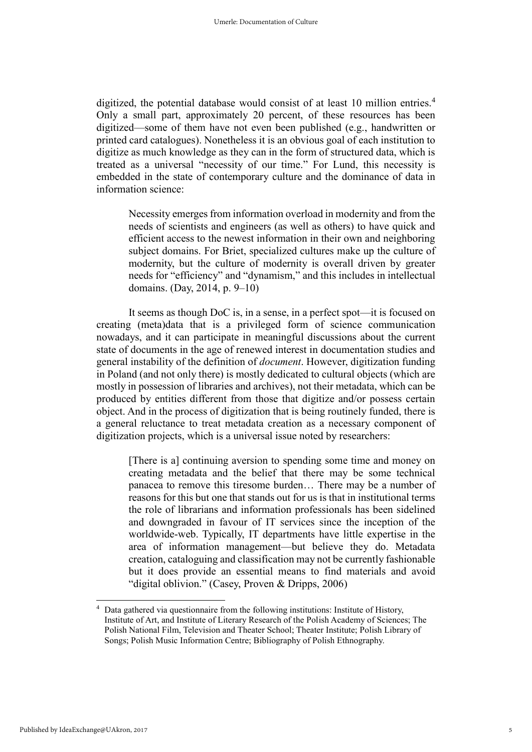digitized, the potential database would consist of at least 10 million entries.[4] Only a small part, approximately 20 percent, of these resources has been digitized—some of them have not even been published (e.g., handwritten or printed card catalogues). Nonetheless it is an obvious goal of each institution to digitize as much knowledge as they can in the form of structured data, which is treated as a universal "necessity of our time." For Lund, this necessity is embedded in the state of contemporary culture and the dominance of data in information science:

> Necessity emerges from information overload in modernity and from the needs of scientists and engineers (as well as others) to have quick and efficient access to the newest information in their own and neighboring subject domains. For Briet, specialized cultures make up the culture of modernity, but the culture of modernity is overall driven by greater needs for "efficiency" and "dynamism," and this includes in intellectual domains. (Day, 2014, p. 9–10)

It seems as though DoC is, in a sense, in a perfect spot—it is focused on creating (meta)data that is a privileged form of science communication nowadays, and it can participate in meaningful discussions about the current state of documents in the age of renewed interest in documentation studies and general instability of the definition of *document*. However, digitization funding in Poland (and not only there) is mostly dedicated to cultural objects (which are mostly in possession of libraries and archives), not their metadata, which can be produced by entities different from those that digitize and/or possess certain object. And in the process of digitization that is being routinely funded, there is a general reluctance to treat metadata creation as a necessary component of digitization projects, which is a universal issue noted by researchers:

> [There is a] continuing aversion to spending some time and money on creating metadata and the belief that there may be some technical panacea to remove this tiresome burden… There may be a number of reasons for this but one that stands out for us is that in institutional terms the role of librarians and information professionals has been sidelined and downgraded in favour of IT services since the inception of the worldwide-web. Typically, IT departments have little expertise in the area of information management—but believe they do. Metadata creation, cataloguing and classification may not be currently fashionable but it does provide an essential means to find materials and avoid "digital oblivion." (Casey, Proven & Dripps, 2006)

---

[4] Data gathered via questionnaire from the following institutions: Institute of History, Institute of Art, and Institute of Literary Research of the Polish Academy of Sciences; The Polish National Film, Television and Theater School; Theater Institute; Polish Library of Songs; Polish Music Information Centre; Bibliography of Polish Ethnography.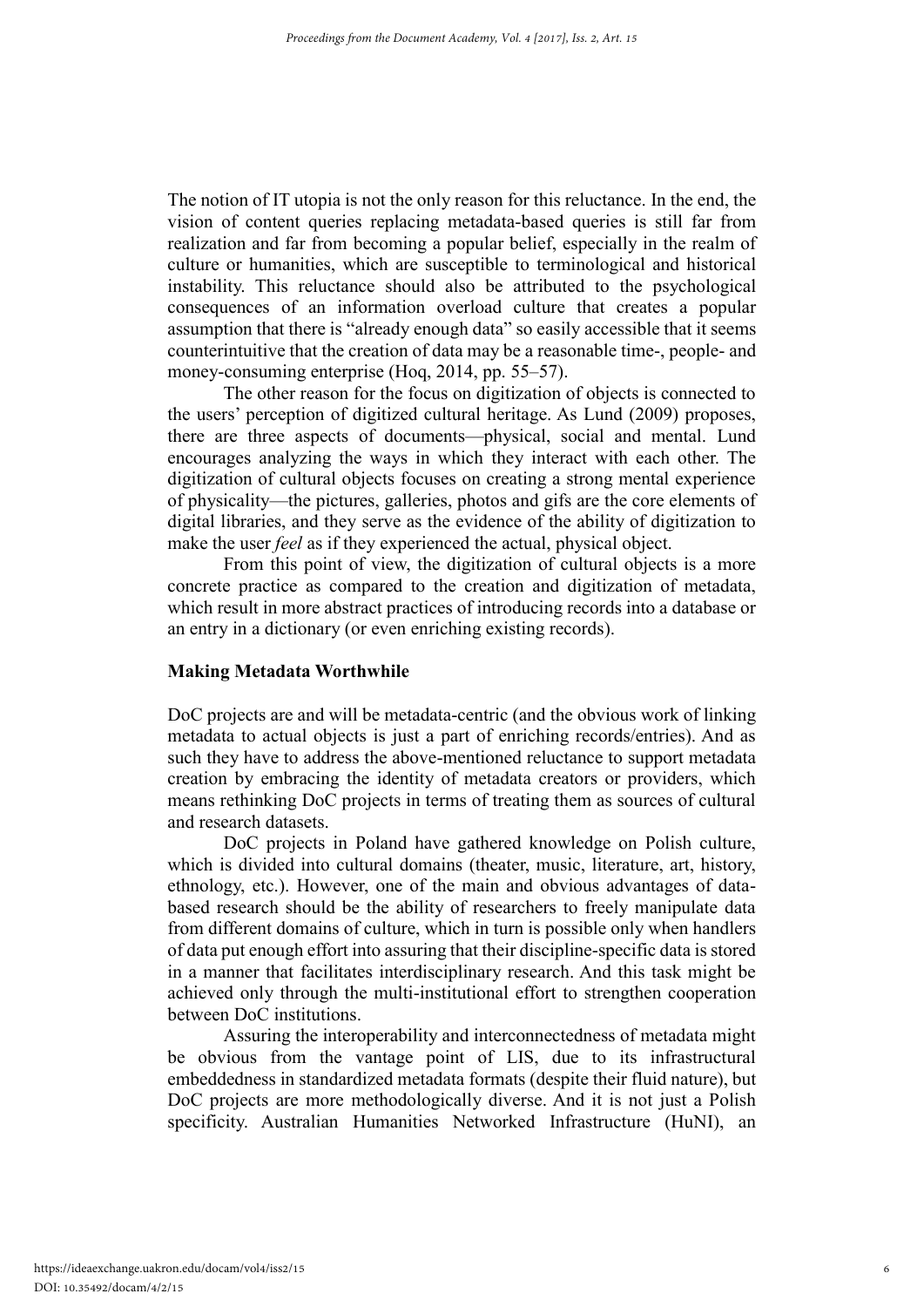The notion of IT utopia is not the only reason for this reluctance. In the end, the vision of content queries replacing metadata-based queries is still far from realization and far from becoming a popular belief, especially in the realm of culture or humanities, which are susceptible to terminological and historical instability. This reluctance should also be attributed to the psychological consequences of an information overload culture that creates a popular assumption that there is "already enough data" so easily accessible that it seems counterintuitive that the creation of data may be a reasonable time-, people- and money-consuming enterprise (Hoq, 2014, pp. 55–57).

The other reason for the focus on digitization of objects is connected to the users' perception of digitized cultural heritage. As Lund (2009) proposes, there are three aspects of documents—physical, social and mental. Lund encourages analyzing the ways in which they interact with each other. The digitization of cultural objects focuses on creating a strong mental experience of physicality—the pictures, galleries, photos and gifs are the core elements of digital libraries, and they serve as the evidence of the ability of digitization to make the user *feel* as if they experienced the actual, physical object.

From this point of view, the digitization of cultural objects is a more concrete practice as compared to the creation and digitization of metadata, which result in more abstract practices of introducing records into a database or an entry in a dictionary (or even enriching existing records).

## Making Metadata Worthwhile

DoC projects are and will be metadata-centric (and the obvious work of linking metadata to actual objects is just a part of enriching records/entries). And as such they have to address the above-mentioned reluctance to support metadata creation by embracing the identity of metadata creators or providers, which means rethinking DoC projects in terms of treating them as sources of cultural and research datasets.

DoC projects in Poland have gathered knowledge on Polish culture, which is divided into cultural domains (theater, music, literature, art, history, ethnology, etc.). However, one of the main and obvious advantages of data-based research should be the ability of researchers to freely manipulate data from different domains of culture, which in turn is possible only when handlers of data put enough effort into assuring that their discipline-specific data is stored in a manner that facilitates interdisciplinary research. And this task might be achieved only through the multi-institutional effort to strengthen cooperation between DoC institutions.

Assuring the interoperability and interconnectedness of metadata might be obvious from the vantage point of LIS, due to its infrastructural embeddedness in standardized metadata formats (despite their fluid nature), but DoC projects are more methodologically diverse. And it is not just a Polish specificity. Australian Humanities Networked Infrastructure (HuNI), an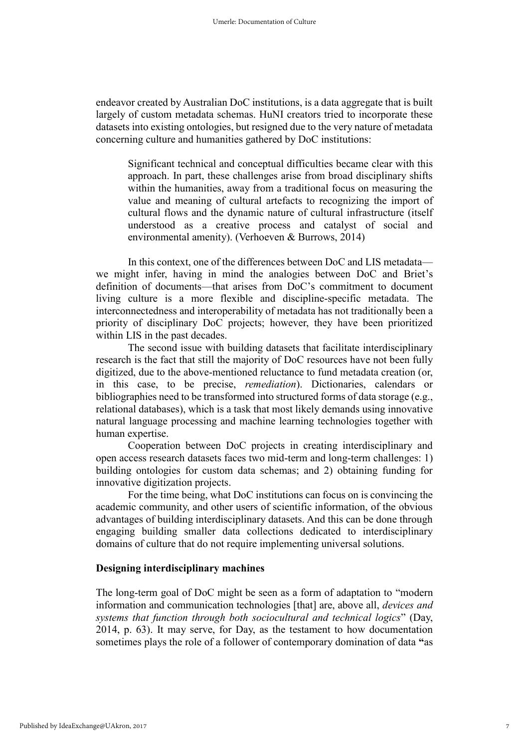endeavor created by Australian DoC institutions, is a data aggregate that is built largely of custom metadata schemas. HuNI creators tried to incorporate these datasets into existing ontologies, but resigned due to the very nature of metadata concerning culture and humanities gathered by DoC institutions:

> Significant technical and conceptual difficulties became clear with this approach. In part, these challenges arise from broad disciplinary shifts within the humanities, away from a traditional focus on measuring the value and meaning of cultural artefacts to recognizing the import of cultural flows and the dynamic nature of cultural infrastructure (itself understood as a creative process and catalyst of social and environmental amenity). (Verhoeven & Burrows, 2014)

In this context, one of the differences between DoC and LIS metadata—we might infer, having in mind the analogies between DoC and Briet's definition of documents—that arises from DoC's commitment to document living culture is a more flexible and discipline-specific metadata. The interconnectedness and interoperability of metadata has not traditionally been a priority of disciplinary DoC projects; however, they have been prioritized within LIS in the past decades.

The second issue with building datasets that facilitate interdisciplinary research is the fact that still the majority of DoC resources have not been fully digitized, due to the above-mentioned reluctance to fund metadata creation (or, in this case, to be precise, *remediation*). Dictionaries, calendars or bibliographies need to be transformed into structured forms of data storage (e.g., relational databases), which is a task that most likely demands using innovative natural language processing and machine learning technologies together with human expertise.

Cooperation between DoC projects in creating interdisciplinary and open access research datasets faces two mid-term and long-term challenges: 1) building ontologies for custom data schemas; and 2) obtaining funding for innovative digitization projects.

For the time being, what DoC institutions can focus on is convincing the academic community, and other users of scientific information, of the obvious advantages of building interdisciplinary datasets. And this can be done through engaging building smaller data collections dedicated to interdisciplinary domains of culture that do not require implementing universal solutions.

**Designing interdisciplinary machines**

The long-term goal of DoC might be seen as a form of adaptation to "modern information and communication technologies [that] are, above all, *devices and systems that function through both sociocultural and technical logics*" (Day, 2014, p. 63). It may serve, for Day, as the testament to how documentation sometimes plays the role of a follower of contemporary domination of data "as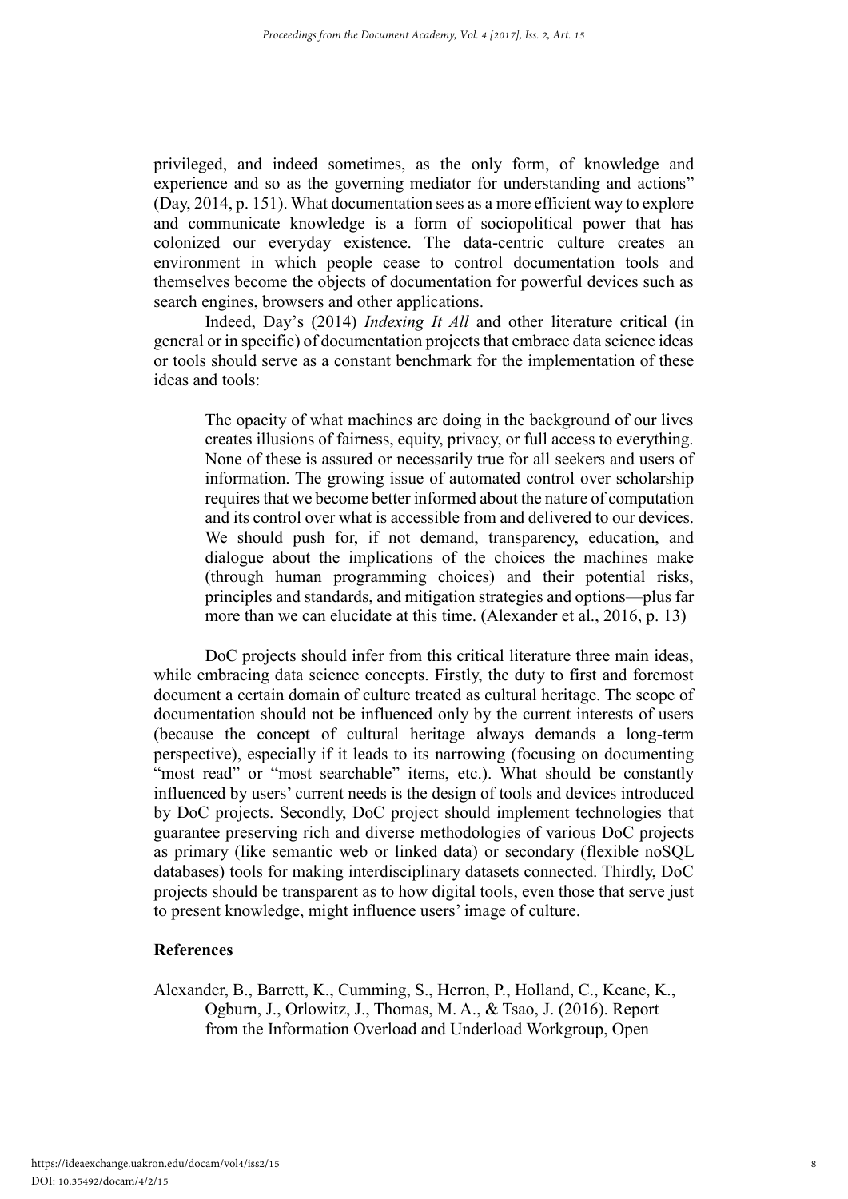privileged, and indeed sometimes, as the only form, of knowledge and experience and so as the governing mediator for understanding and actions" (Day, 2014, p. 151). What documentation sees as a more efficient way to explore and communicate knowledge is a form of sociopolitical power that has colonized our everyday existence. The data-centric culture creates an environment in which people cease to control documentation tools and themselves become the objects of documentation for powerful devices such as search engines, browsers and other applications.

Indeed, Day's (2014) *Indexing It All* and other literature critical (in general or in specific) of documentation projects that embrace data science ideas or tools should serve as a constant benchmark for the implementation of these ideas and tools:

> The opacity of what machines are doing in the background of our lives creates illusions of fairness, equity, privacy, or full access to everything. None of these is assured or necessarily true for all seekers and users of information. The growing issue of automated control over scholarship requires that we become better informed about the nature of computation and its control over what is accessible from and delivered to our devices. We should push for, if not demand, transparency, education, and dialogue about the implications of the choices the machines make (through human programming choices) and their potential risks, principles and standards, and mitigation strategies and options—plus far more than we can elucidate at this time. (Alexander et al., 2016, p. 13)

DoC projects should infer from this critical literature three main ideas, while embracing data science concepts. Firstly, the duty to first and foremost document a certain domain of culture treated as cultural heritage. The scope of documentation should not be influenced only by the current interests of users (because the concept of cultural heritage always demands a long-term perspective), especially if it leads to its narrowing (focusing on documenting "most read" or "most searchable" items, etc.). What should be constantly influenced by users' current needs is the design of tools and devices introduced by DoC projects. Secondly, DoC project should implement technologies that guarantee preserving rich and diverse methodologies of various DoC projects as primary (like semantic web or linked data) or secondary (flexible noSQL databases) tools for making interdisciplinary datasets connected. Thirdly, DoC projects should be transparent as to how digital tools, even those that serve just to present knowledge, might influence users' image of culture.

## References

Alexander, B., Barrett, K., Cumming, S., Herron, P., Holland, C., Keane, K., Ogburn, J., Orlowitz, J., Thomas, M. A., & Tsao, J. (2016). Report from the Information Overload and Underload Workgroup, Open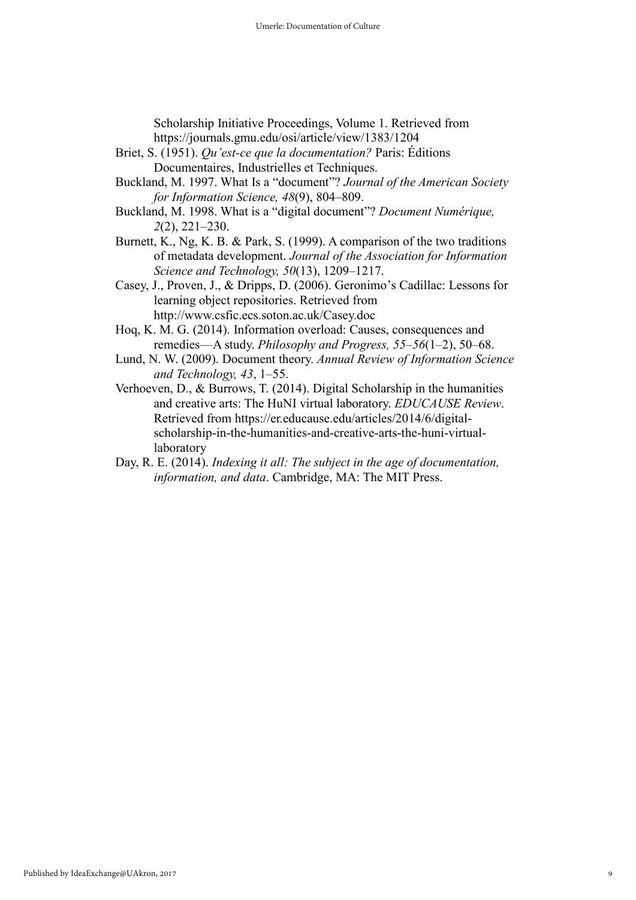Scholarship Initiative Proceedings, Volume 1. Retrieved from https://journals.gmu.edu/osi/article/view/1383/1204

Briet, S. (1951). *Qu'est-ce que la documentation?* Paris: Éditions Documentaires, Industrielles et Techniques.

Buckland, M. 1997. What Is a "document"? *Journal of the American Society for Information Science, 48*(9), 804–809.

Buckland, M. 1998. What is a "digital document"? *Document Numérique, 2*(2), 221–230.

Burnett, K., Ng, K. B. & Park, S. (1999). A comparison of the two traditions of metadata development. *Journal of the Association for Information Science and Technology, 50*(13), 1209–1217.

Casey, J., Proven, J., & Dripps, D. (2006). Geronimo's Cadillac: Lessons for learning object repositories. Retrieved from http://www.csfic.ecs.soton.ac.uk/Casey.doc

Hoq, K. M. G. (2014). Information overload: Causes, consequences and remedies—A study. *Philosophy and Progress, 55–56*(1–2), 50–68.

Lund, N. W. (2009). Document theory. *Annual Review of Information Science and Technology, 43*, 1–55.

Verhoeven, D., & Burrows, T. (2014). Digital Scholarship in the humanities and creative arts: The HuNI virtual laboratory. *EDUCAUSE Review*. Retrieved from https://er.educause.edu/articles/2014/6/digital-scholarship-in-the-humanities-and-creative-arts-the-huni-virtual-laboratory

Day, R. E. (2014). *Indexing it all: The subject in the age of documentation, information, and data*. Cambridge, MA: The MIT Press.